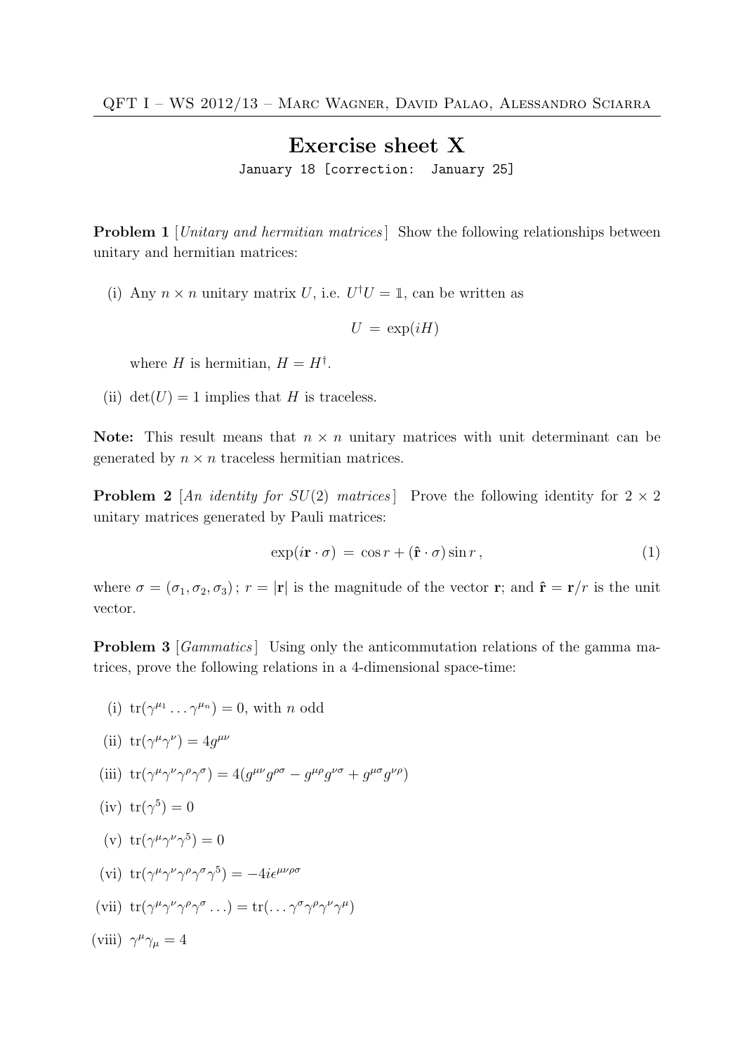# Exercise sheet X

January 18 [correction: January 25]

**Problem 1** [*Unitary and hermitian matrices*] Show the following relationships between unitary and hermitian matrices:

(i) Any $n \times n$ unitary matrix $U$, i.e. $U^\dagger U = \mathbb{1}$, can be written as

$$U = \exp(iH)$$

where $H$ is hermitian, $H = H^\dagger$.

(ii) $\det(U) = 1$ implies that $H$ is traceless.

**Note:** This result means that $n \times n$ unitary matrices with unit determinant can be generated by $n \times n$ traceless hermitian matrices.

**Problem 2** [*An identity for $SU(2)$ matrices*] Prove the following identity for $2 \times 2$ unitary matrices generated by Pauli matrices:

$$\exp(i\mathbf{r} \cdot \sigma) = \cos r + (\hat{\mathbf{r}} \cdot \sigma) \sin r , \tag{1}$$

where $\sigma = (\sigma_1, \sigma_2, \sigma_3)$; $r = |\mathbf{r}|$ is the magnitude of the vector $\mathbf{r}$; and $\hat{\mathbf{r}} = \mathbf{r}/r$ is the unit vector.

**Problem 3** [*Gammatics*] Using only the anticommutation relations of the gamma matrices, prove the following relations in a 4-dimensional space-time:

(i) $\mathrm{tr}(\gamma^{\mu_1} \ldots \gamma^{\mu_n}) = 0$, with $n$ odd

(ii) $\mathrm{tr}(\gamma^\mu \gamma^\nu) = 4g^{\mu\nu}$

(iii) $\mathrm{tr}(\gamma^\mu \gamma^\nu \gamma^\rho \gamma^\sigma) = 4(g^{\mu\nu} g^{\rho\sigma} - g^{\mu\rho} g^{\nu\sigma} + g^{\mu\sigma} g^{\nu\rho})$

(iv) $\mathrm{tr}(\gamma^5) = 0$

(v) $\mathrm{tr}(\gamma^\mu \gamma^\nu \gamma^5) = 0$

(vi) $\mathrm{tr}(\gamma^\mu \gamma^\nu \gamma^\rho \gamma^\sigma \gamma^5) = -4i\epsilon^{\mu\nu\rho\sigma}$

(vii) $\mathrm{tr}(\gamma^\mu \gamma^\nu \gamma^\rho \gamma^\sigma \ldots) = \mathrm{tr}(\ldots \gamma^\sigma \gamma^\rho \gamma^\nu \gamma^\mu)$

(viii) $\gamma^\mu \gamma_\mu = 4$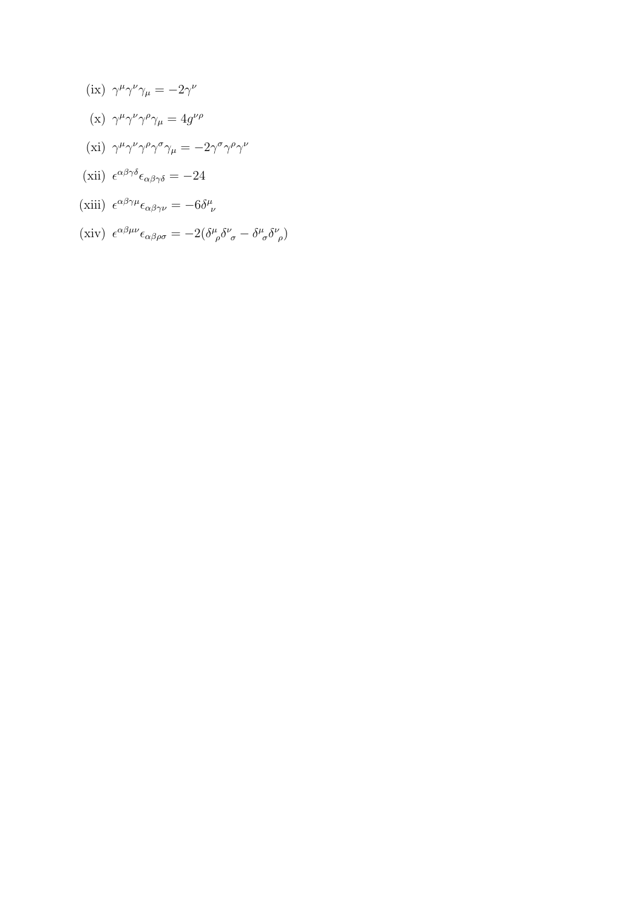(ix) $\gamma^\mu \gamma^\nu \gamma_\mu = -2\gamma^\nu$

(x) $\gamma^\mu \gamma^\nu \gamma^\rho \gamma_\mu = 4g^{\nu\rho}$

(xi) $\gamma^\mu \gamma^\nu \gamma^\rho \gamma^\sigma \gamma_\mu = -2\gamma^\sigma \gamma^\rho \gamma^\nu$

(xii) $\epsilon^{\alpha\beta\gamma\delta}\epsilon_{\alpha\beta\gamma\delta} = -24$

(xiii) $\epsilon^{\alpha\beta\gamma\mu}\epsilon_{\alpha\beta\gamma\nu} = -6\delta^\mu{}_\nu$

(xiv) $\epsilon^{\alpha\beta\mu\nu}\epsilon_{\alpha\beta\rho\sigma} = -2(\delta^\mu{}_\rho \delta^\nu{}_\sigma - \delta^\mu{}_\sigma \delta^\nu{}_\rho)$